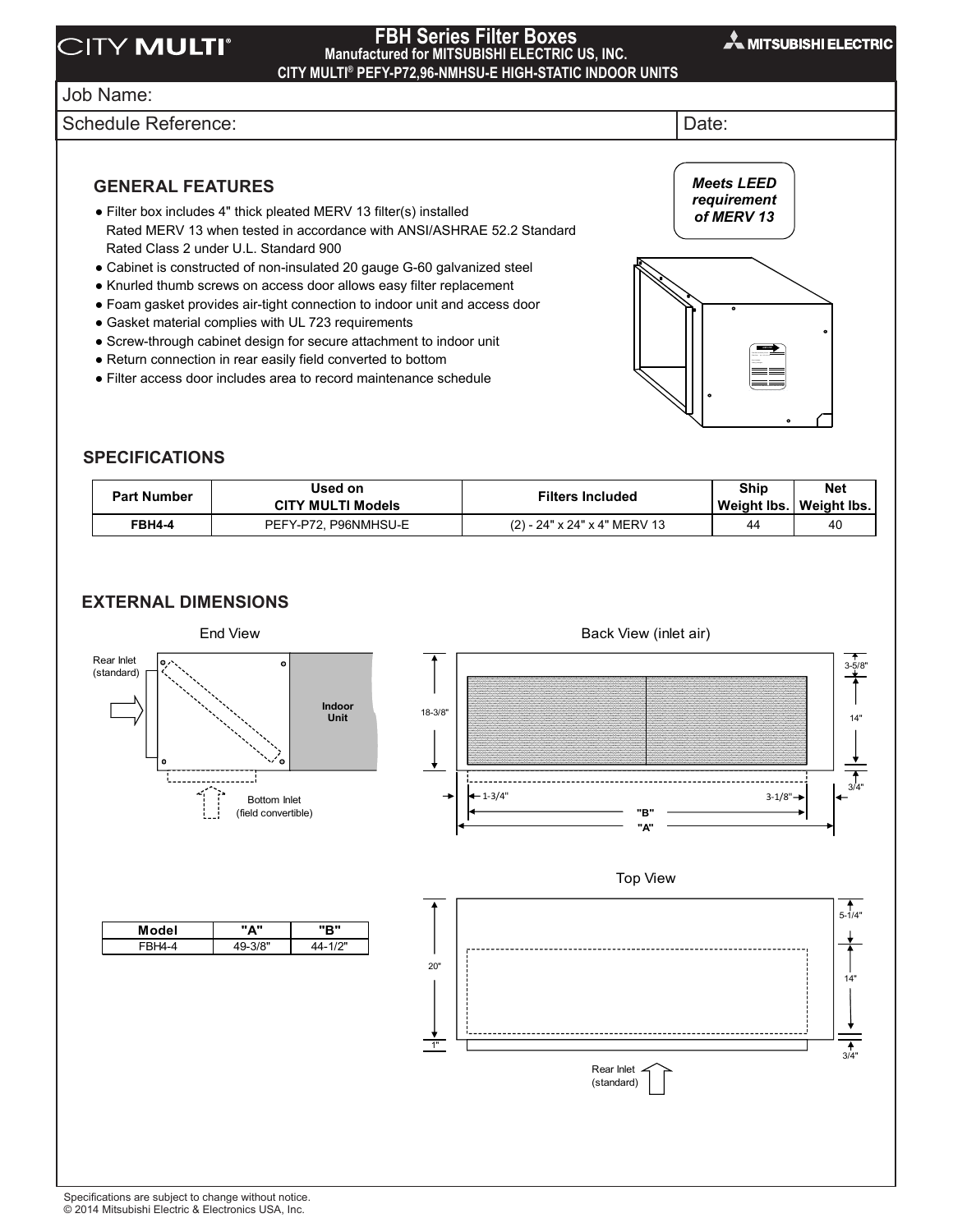# CITY MULTI®

## FBH Series Filter Boxes

**Manufactured for MITSUBISHI ELECTRIC US, INC.**

**CITY MULTI® PEFY-P72,96-NMHSU-E HIGH-STATIC INDOOR UNITS**

MITSUBISHI ELECTRIC

Job Name:

Schedule Reference: | Date:

### GENERAL FEATURES

- Filter box includes 4" thick pleated MERV 13 filter(s) installed
  Rated MERV 13 when tested in accordance with ANSI/ASHRAE 52.2 Standard
  Rated Class 2 under U.L. Standard 900
- Cabinet is constructed of non-insulated 20 gauge G-60 galvanized steel
- Knurled thumb screws on access door allows easy filter replacement
- Foam gasket provides air-tight connection to indoor unit and access door
- Gasket material complies with UL 723 requirements
- Screw-through cabinet design for secure attachment to indoor unit
- Return connection in rear easily field converted to bottom
- Filter access door includes area to record maintenance schedule

***Meets LEED requirement of MERV 13***

### SPECIFICATIONS

| Part Number | Used on CITY MULTI Models | Filters Included | Ship Weight lbs. | Net Weight lbs. |
|---|---|---|---|---|
| FBH4-4 | PEFY-P72, P96NMHSU-E | (2) - 24" x 24" x 4" MERV 13 | 44 | 40 |

### EXTERNAL DIMENSIONS

End View

Rear Inlet (standard)

Indoor Unit

Bottom Inlet (field convertible)

Back View (inlet air)

18-3/8" | 3-5/8" | 14" | 3/4" | 1-3/4" | 3-1/8" | "B" | "A"

Top View

20" | 1" | 5-1/4" | 14" | 3/4"

Rear Inlet (standard)

| Model | "A" | "B" |
|---|---|---|
| FBH4-4 | 49-3/8" | 44-1/2" |

Specifications are subject to change without notice.
© 2014 Mitsubishi Electric & Electronics USA, Inc.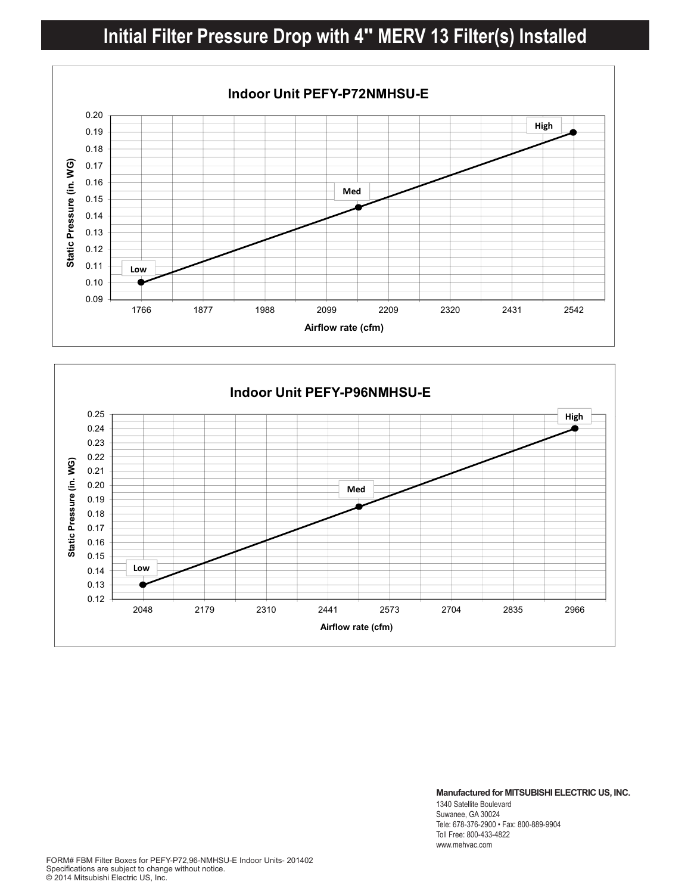# Initial Filter Pressure Drop with 4" MERV 13 Filter(s) Installed

**Indoor Unit PEFY-P72NMHSU-E**

Static Pressure (in. WG)

0.20
0.19
0.18
0.17
0.16
0.15
0.14
0.13
0.12
0.11
0.10
0.09

High
Med
Low

1766 1877 1988 2099 2209 2320 2431 2542

Airflow rate (cfm)

**Indoor Unit PEFY-P96NMHSU-E**

Static Pressure (in. WG)

0.25
0.24
0.23
0.22
0.21
0.20
0.19
0.18
0.17
0.16
0.15
0.14
0.13
0.12

High
Med
Low

2048 2179 2310 2441 2573 2704 2835 2966

Airflow rate (cfm)

**Manufactured for MITSUBISHI ELECTRIC US, INC.**
1340 Satellite Boulevard
Suwanee, GA 30024
Tele: 678-376-2900 • Fax: 800-889-9904
Toll Free: 800-433-4822
www.mehvac.com

FORM# FBM Filter Boxes for PEFY-P72,96-NMHSU-E Indoor Units- 201402
Specifications are subject to change without notice.
© 2014 Mitsubishi Electric US, Inc.